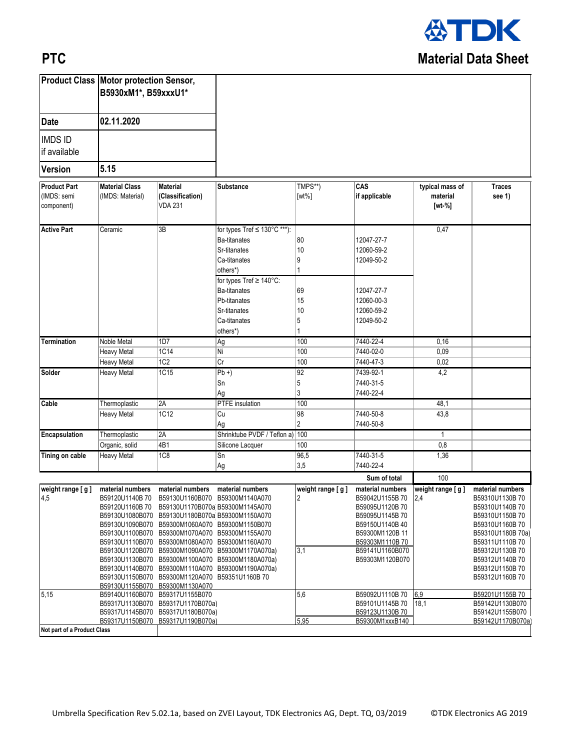**TDK**

# PTC

# Material Data Sheet

| Product Class | Motor protection Sensor, B5930xM1*, B59xxxU1* |
|---|---|
| Date | 02.11.2020 |
| IMDS ID if available | |
| Version | 5.15 |

| Product Part (IMDS: semi component) | Material Class (IMDS: Material) | Material (Classification) VDA 231 | Substance | TMPS**) [wt%] | CAS if applicable | typical mass of material [wt-%] | Traces see 1) |
|---|---|---|---|---|---|---|---|
| **Active Part** | Ceramic | 3B | for types Tref ≤ 130°C ***): | | | 0,47 | |
| | | | Ba-titanates | 80 | 12047-27-7 | | |
| | | | Sr-titanates | 10 | 12060-59-2 | | |
| | | | Ca-titanates | 9 | 12049-50-2 | | |
| | | | others*) | 1 | | | |
| | | | for types Tref ≥ 140°C: | | | | |
| | | | Ba-titanates | 69 | 12047-27-7 | | |
| | | | Pb-titanates | 15 | 12060-00-3 | | |
| | | | Sr-titanates | 10 | 12060-59-2 | | |
| | | | Ca-titanates | 5 | 12049-50-2 | | |
| | | | others*) | 1 | | | |
| **Termination** | Noble Metal | 1D7 | Ag | 100 | 7440-22-4 | 0,16 | |
| | Heavy Metal | 1C14 | Ni | 100 | 7440-02-0 | 0,09 | |
| | Heavy Metal | 1C2 | Cr | 100 | 7440-47-3 | 0,02 | |
| **Solder** | Heavy Metal | 1C15 | Pb +) | 92 | 7439-92-1 | 4,2 | |
| | | | Sn | 5 | 7440-31-5 | | |
| | | | Ag | 3 | 7440-22-4 | | |
| **Cable** | Thermoplastic | 2A | PTFE insulation | 100 | | 48,1 | |
| | Heavy Metal | 1C12 | Cu | 98 | 7440-50-8 | 43,8 | |
| | | | Ag | 2 | 7440-50-8 | | |
| **Encapsulation** | Thermoplastic | 2A | Shrinktube PVDF / Teflon a) | 100 | | 1 | |
| | Organic, solid | 4B1 | Silicone Lacquer | 100 | | 0,8 | |
| **Tining on cable** | Heavy Metal | 1C8 | Sn | 96,5 | 7440-31-5 | 1,36 | |
| | | | Ag | 3,5 | 7440-22-4 | | |
| | | | | | **Sum of total** | 100 | |

| weight range [ g ] | material numbers | material numbers | material numbers | weight range [ g ] | material numbers | weight range [ g ] | material numbers |
|---|---|---|---|---|---|---|---|
| 4,5 | B59120U1140B 70 | B59130U1160B070 | B59300M1140A070 | 2 | B59042U1155B 70 | 2,4 | B59310U1130B 70 |
| | B59120U1160B 70 | B59130U1170B070a | B59300M1145A070 | | B59095U1120B 70 | | B59310U1140B 70 |
| | B59130U1080B070 | B59130U1180B070a | B59300M1150A070 | | B59095U1145B 70 | | B59310U1150B 70 |
| | B59130U1090B070 | B59300M1060A070 | B59300M1150B070 | | B59150U1140B 40 | | B59310U1160B 70 |
| | B59130U1100B070 | B59300M1070A070 | B59300M1155A070 | | B59300M1120B 11 | | B59310U1180B 70a) |
| | B59130U1110B070 | B59300M1080A070 | B59300M1160A070 | | B59303M1110B 70 | | B59311U1110B 70 |
| | B59130U1120B070 | B59300M1090A070 | B59300M1170A070a) | 3,1 | B59141U1160B070 | | B59312U1130B 70 |
| | B59130U1130B070 | B59300M1100A070 | B59300M1180A070a) | | B59303M1120B070 | | B59312U1140B 70 |
| | B59130U1140B070 | B59300M1110A070 | B59300M1190A070a) | | | | B59312U1150B 70 |
| | B59130U1150B070 | B59300M1120A070 | B59351U1160B 70 | | | | B59312U1160B 70 |
| | B59130U1155B070 | B59300M1130A070 | | | | | |
| 5,15 | B59140U1160B070 | B59317U1155B070 | | 5,6 | B59092U1110B 70 | 6,9 | B59201U1155B 70 |
| | B59317U1130B070 | B59317U1170B070a) | | | B59101U1145B 70 | 18,1 | B59142U1130B070 |
| | B59317U1145B070 | B59317U1180B070a) | | | B59123U1130B 70 | | B59142U1155B070 |
| | B59317U1150B070 | B59317U1190B070a) | | 5,95 | B59300M1xxxB140 | | B59142U1170B070a) |
| **Not part of a Product Class** | | | | | | | |

Umbrella Specification Rev 5.02.1a, based on ZVEI Layout, TDK Electronics AG, Dept. TQ, 03/2019 ©TDK Electronics AG 2019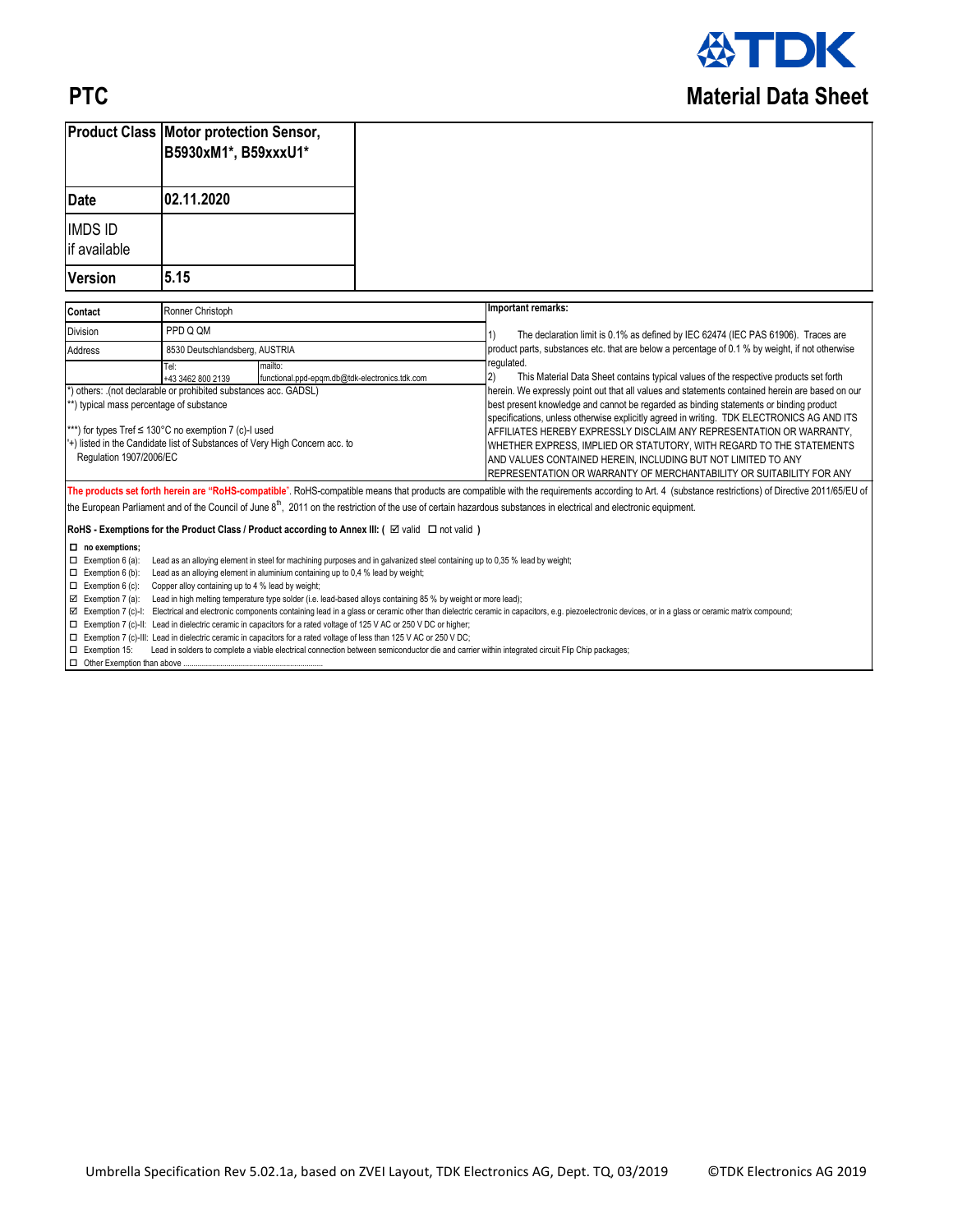# PTC

# Material Data Sheet

| | |
|---|---|
| **Product Class** | **Motor protection Sensor, B5930xM1*, B59xxxU1*** |
| **Date** | **02.11.2020** |
| **IMDS ID** if available | |
| **Version** | **5.15** |

| | | |
|---|---|---|
| **Contact** | Ronner Christoph | |
| Division | PPD Q QM | |
| Address | 8530 Deutschlandsberg, AUSTRIA | |
| | Tel: +43 3462 800 2139 | mailto: functional.ppd-epqm.db@tdk-electronics.tdk.com |

*) others: .(not declarable or prohibited substances acc. GADSL)

**) typical mass percentage of substance

***) for types Tref ≤ 130°C no exemption 7 (c)-I used

'+) listed in the Candidate list of Substances of Very High Concern acc. to Regulation 1907/2006/EC

**Important remarks:**

1) The declaration limit is 0.1% as defined by IEC 62474 (IEC PAS 61906). Traces are product parts, substances etc. that are below a percentage of 0.1 % by weight, if not otherwise regulated.

2) This Material Data Sheet contains typical values of the respective products set forth herein. We expressly point out that all values and statements contained herein are based on our best present knowledge and cannot be regarded as binding statements or binding product specifications, unless otherwise explicitly agreed in writing. TDK ELECTRONICS AG AND ITS AFFILIATES HEREBY EXPRESSLY DISCLAIM ANY REPRESENTATION OR WARRANTY, WHETHER EXPRESS, IMPLIED OR STATUTORY, WITH REGARD TO THE STATEMENTS AND VALUES CONTAINED HEREIN, INCLUDING BUT NOT LIMITED TO ANY REPRESENTATION OR WARRANTY OF MERCHANTABILITY OR SUITABILITY FOR ANY

**The products set forth herein are "RoHS-compatible"**. RoHS-compatible means that products are compatible with the requirements according to Art. 4 (substance restrictions) of Directive 2011/65/EU of the European Parliament and of the Council of June 8th, 2011 on the restriction of the use of certain hazardous substances in electrical and electronic equipment.

**RoHS - Exemptions for the Product Class / Product according to Annex III: ( ☑ valid ☐ not valid )**

- ☐ **no exemptions;**
- ☐ Exemption 6 (a): Lead as an alloying element in steel for machining purposes and in galvanized steel containing up to 0,35 % lead by weight;
- ☐ Exemption 6 (b): Lead as an alloying element in aluminium containing up to 0,4 % lead by weight;
- ☐ Exemption 6 (c): Copper alloy containing up to 4 % lead by weight;
- ☑ Exemption 7 (a): Lead in high melting temperature type solder (i.e. lead-based alloys containing 85 % by weight or more lead);
- ☑ Exemption 7 (c)-I: Electrical and electronic components containing lead in a glass or ceramic other than dielectric ceramic in capacitors, e.g. piezoelectronic devices, or in a glass or ceramic matrix compound;
- ☐ Exemption 7 (c)-II: Lead in dielectric ceramic in capacitors for a rated voltage of 125 V AC or 250 V DC or higher;
- ☐ Exemption 7 (c)-III: Lead in dielectric ceramic in capacitors for a rated voltage of less than 125 V AC or 250 V DC;
- ☐ Exemption 15: Lead in solders to complete a viable electrical connection between semiconductor die and carrier within integrated circuit Flip Chip packages;
- ☐ Other Exemption than above ....................................................................

Umbrella Specification Rev 5.02.1a, based on ZVEI Layout, TDK Electronics AG, Dept. TQ, 03/2019 ©TDK Electronics AG 2019